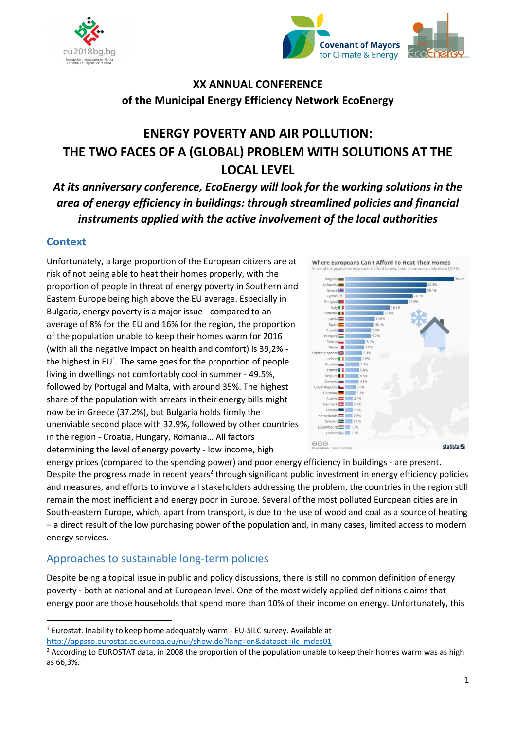# XX ANNUAL CONFERENCE

## of the Municipal Energy Efficiency Network EcoEnergy

# ENERGY POVERTY AND AIR POLLUTION: THE TWO FACES OF A (GLOBAL) PROBLEM WITH SOLUTIONS AT THE LOCAL LEVEL

***At its anniversary conference, EcoEnergy will look for the working solutions in the area of energy efficiency in buildings: through streamlined policies and financial instruments applied with the active involvement of the local authorities***

## Context

Unfortunately, a large proportion of the European citizens are at risk of not being able to heat their homes properly, with the proportion of people in threat of energy poverty in Southern and Eastern Europe being high above the EU average. Especially in Bulgaria, energy poverty is a major issue - compared to an average of 8% for the EU and 16% for the region, the proportion of the population unable to keep their homes warm for 2016 (with all the negative impact on health and comfort) is 39,2% - the highest in EU[1]. The same goes for the proportion of people living in dwellings not comfortably cool in summer - 49.5%, followed by Portugal and Malta, with around 35%. The highest share of the population with arrears in their energy bills might now be in Greece (37.2%), but Bulgaria holds firmly the unenviable second place with 32.9%, followed by other countries in the region - Croatia, Hungary, Romania… All factors determining the level of energy poverty - low income, high energy prices (compared to the spending power) and poor energy efficiency in buildings - are present. Despite the progress made in recent years[2] through significant public investment in energy efficiency policies and measures, and efforts to involve all stakeholders addressing the problem, the countries in the region still remain the most inefficient and energy poor in Europe. Several of the most polluted European cities are in South-eastern Europe, which, apart from transport, is due to the use of wood and coal as a source of heating – a direct result of the low purchasing power of the population and, in many cases, limited access to modern energy services.

**Where Europeans Can't Afford To Heat Their Homes**
Share of the population who cannot afford to keep their home adequately warm (2016)

| Country | Share |
|---|---|
| Bulgaria | 39.2% |
| Lithuania | 29.3% |
| Greece | 29.1% |
| Cyprus | 24.3% |
| Portugal | 22.5% |
| Italy | 16.1% |
| Romania | 13.8% |
| Latvia | 10.6% |
| Spain | 10.1% |
| Croatia | 9.3% |
| Hungary | 9.2% |
| Poland | 7.1% |
| Malta | 6.8% |
| United Kingdom | 6.1% |
| Ireland | 5.8% |
| Slovakia | 5.1% |
| France | 5.0% |
| Belgium | 4.8% |
| Slovenia | 4.8% |
| Czech Republic | 3.8% |
| Germany | 3.7% |
| Austria | 2.7% |
| Denmark | 2.7% |
| Estonia | 2.7% |
| Netherlands | 2.6% |
| Sweden | 2.6% |
| Luxembourg | 1.7% |
| Finland | 1.7% |

Source: Eurostat — statista

## Approaches to sustainable long-term policies

Despite being a topical issue in public and policy discussions, there is still no common definition of energy poverty - both at national and at European level. One of the most widely applied definitions claims that energy poor are those households that spend more than 10% of their income on energy. Unfortunately, this

---

[1] Eurostat. Inability to keep home adequately warm - EU-SILC survey. Available at http://appsso.eurostat.ec.europa.eu/nui/show.do?lang=en&dataset=ilc_mdes01

[2] According to EUROSTAT data, in 2008 the proportion of the population unable to keep their homes warm was as high as 66,3%.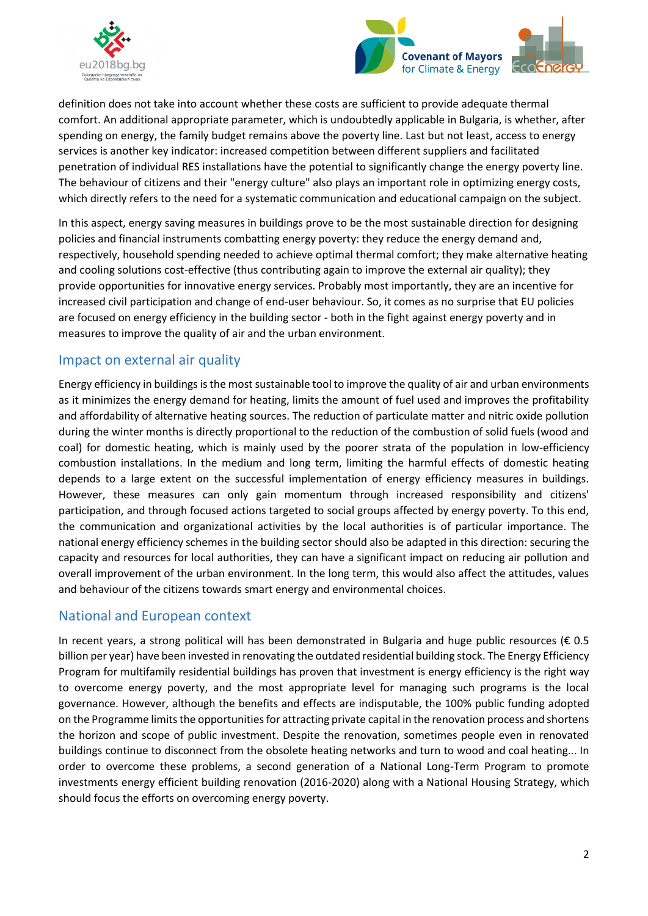definition does not take into account whether these costs are sufficient to provide adequate thermal comfort. An additional appropriate parameter, which is undoubtedly applicable in Bulgaria, is whether, after spending on energy, the family budget remains above the poverty line. Last but not least, access to energy services is another key indicator: increased competition between different suppliers and facilitated penetration of individual RES installations have the potential to significantly change the energy poverty line. The behaviour of citizens and their "energy culture" also plays an important role in optimizing energy costs, which directly refers to the need for a systematic communication and educational campaign on the subject.

In this aspect, energy saving measures in buildings prove to be the most sustainable direction for designing policies and financial instruments combatting energy poverty: they reduce the energy demand and, respectively, household spending needed to achieve optimal thermal comfort; they make alternative heating and cooling solutions cost-effective (thus contributing again to improve the external air quality); they provide opportunities for innovative energy services. Probably most importantly, they are an incentive for increased civil participation and change of end-user behaviour. So, it comes as no surprise that EU policies are focused on energy efficiency in the building sector - both in the fight against energy poverty and in measures to improve the quality of air and the urban environment.

## Impact on external air quality

Energy efficiency in buildings is the most sustainable tool to improve the quality of air and urban environments as it minimizes the energy demand for heating, limits the amount of fuel used and improves the profitability and affordability of alternative heating sources. The reduction of particulate matter and nitric oxide pollution during the winter months is directly proportional to the reduction of the combustion of solid fuels (wood and coal) for domestic heating, which is mainly used by the poorer strata of the population in low-efficiency combustion installations. In the medium and long term, limiting the harmful effects of domestic heating depends to a large extent on the successful implementation of energy efficiency measures in buildings. However, these measures can only gain momentum through increased responsibility and citizens' participation, and through focused actions targeted to social groups affected by energy poverty. To this end, the communication and organizational activities by the local authorities is of particular importance. The national energy efficiency schemes in the building sector should also be adapted in this direction: securing the capacity and resources for local authorities, they can have a significant impact on reducing air pollution and overall improvement of the urban environment. In the long term, this would also affect the attitudes, values and behaviour of the citizens towards smart energy and environmental choices.

## National and European context

In recent years, a strong political will has been demonstrated in Bulgaria and huge public resources (€ 0.5 billion per year) have been invested in renovating the outdated residential building stock. The Energy Efficiency Program for multifamily residential buildings has proven that investment is energy efficiency is the right way to overcome energy poverty, and the most appropriate level for managing such programs is the local governance. However, although the benefits and effects are indisputable, the 100% public funding adopted on the Programme limits the opportunities for attracting private capital in the renovation process and shortens the horizon and scope of public investment. Despite the renovation, sometimes people even in renovated buildings continue to disconnect from the obsolete heating networks and turn to wood and coal heating... In order to overcome these problems, a second generation of a National Long-Term Program to promote investments energy efficient building renovation (2016-2020) along with a National Housing Strategy, which should focus the efforts on overcoming energy poverty.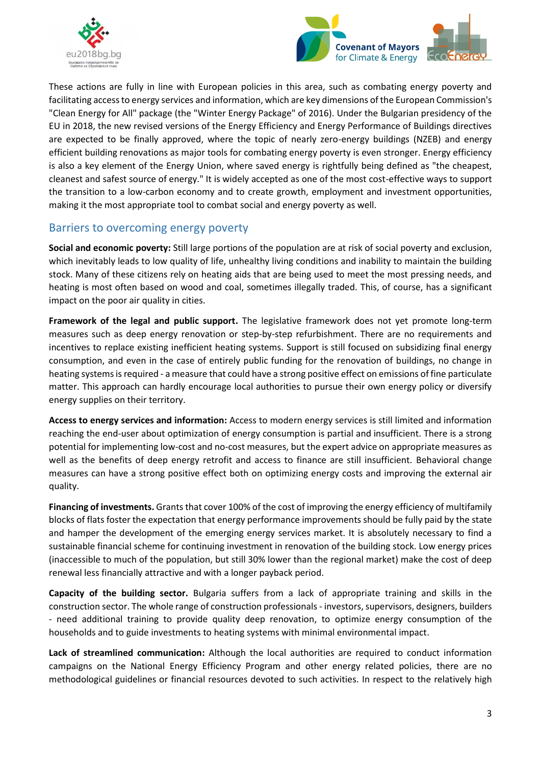These actions are fully in line with European policies in this area, such as combating energy poverty and facilitating access to energy services and information, which are key dimensions of the European Commission's "Clean Energy for All" package (the "Winter Energy Package" of 2016). Under the Bulgarian presidency of the EU in 2018, the new revised versions of the Energy Efficiency and Energy Performance of Buildings directives are expected to be finally approved, where the topic of nearly zero-energy buildings (NZEB) and energy efficient building renovations as major tools for combating energy poverty is even stronger. Energy efficiency is also a key element of the Energy Union, where saved energy is rightfully being defined as "the cheapest, cleanest and safest source of energy." It is widely accepted as one of the most cost-effective ways to support the transition to a low-carbon economy and to create growth, employment and investment opportunities, making it the most appropriate tool to combat social and energy poverty as well.

## Barriers to overcoming energy poverty

**Social and economic poverty:** Still large portions of the population are at risk of social poverty and exclusion, which inevitably leads to low quality of life, unhealthy living conditions and inability to maintain the building stock. Many of these citizens rely on heating aids that are being used to meet the most pressing needs, and heating is most often based on wood and coal, sometimes illegally traded. This, of course, has a significant impact on the poor air quality in cities.

**Framework of the legal and public support.** The legislative framework does not yet promote long-term measures such as deep energy renovation or step-by-step refurbishment. There are no requirements and incentives to replace existing inefficient heating systems. Support is still focused on subsidizing final energy consumption, and even in the case of entirely public funding for the renovation of buildings, no change in heating systems is required - a measure that could have a strong positive effect on emissions of fine particulate matter. This approach can hardly encourage local authorities to pursue their own energy policy or diversify energy supplies on their territory.

**Access to energy services and information:** Access to modern energy services is still limited and information reaching the end-user about optimization of energy consumption is partial and insufficient. There is a strong potential for implementing low-cost and no-cost measures, but the expert advice on appropriate measures as well as the benefits of deep energy retrofit and access to finance are still insufficient. Behavioral change measures can have a strong positive effect both on optimizing energy costs and improving the external air quality.

**Financing of investments.** Grants that cover 100% of the cost of improving the energy efficiency of multifamily blocks of flats foster the expectation that energy performance improvements should be fully paid by the state and hamper the development of the emerging energy services market. It is absolutely necessary to find a sustainable financial scheme for continuing investment in renovation of the building stock. Low energy prices (inaccessible to much of the population, but still 30% lower than the regional market) make the cost of deep renewal less financially attractive and with a longer payback period.

**Capacity of the building sector.** Bulgaria suffers from a lack of appropriate training and skills in the construction sector. The whole range of construction professionals - investors, supervisors, designers, builders - need additional training to provide quality deep renovation, to optimize energy consumption of the households and to guide investments to heating systems with minimal environmental impact.

**Lack of streamlined communication:** Although the local authorities are required to conduct information campaigns on the National Energy Efficiency Program and other energy related policies, there are no methodological guidelines or financial resources devoted to such activities. In respect to the relatively high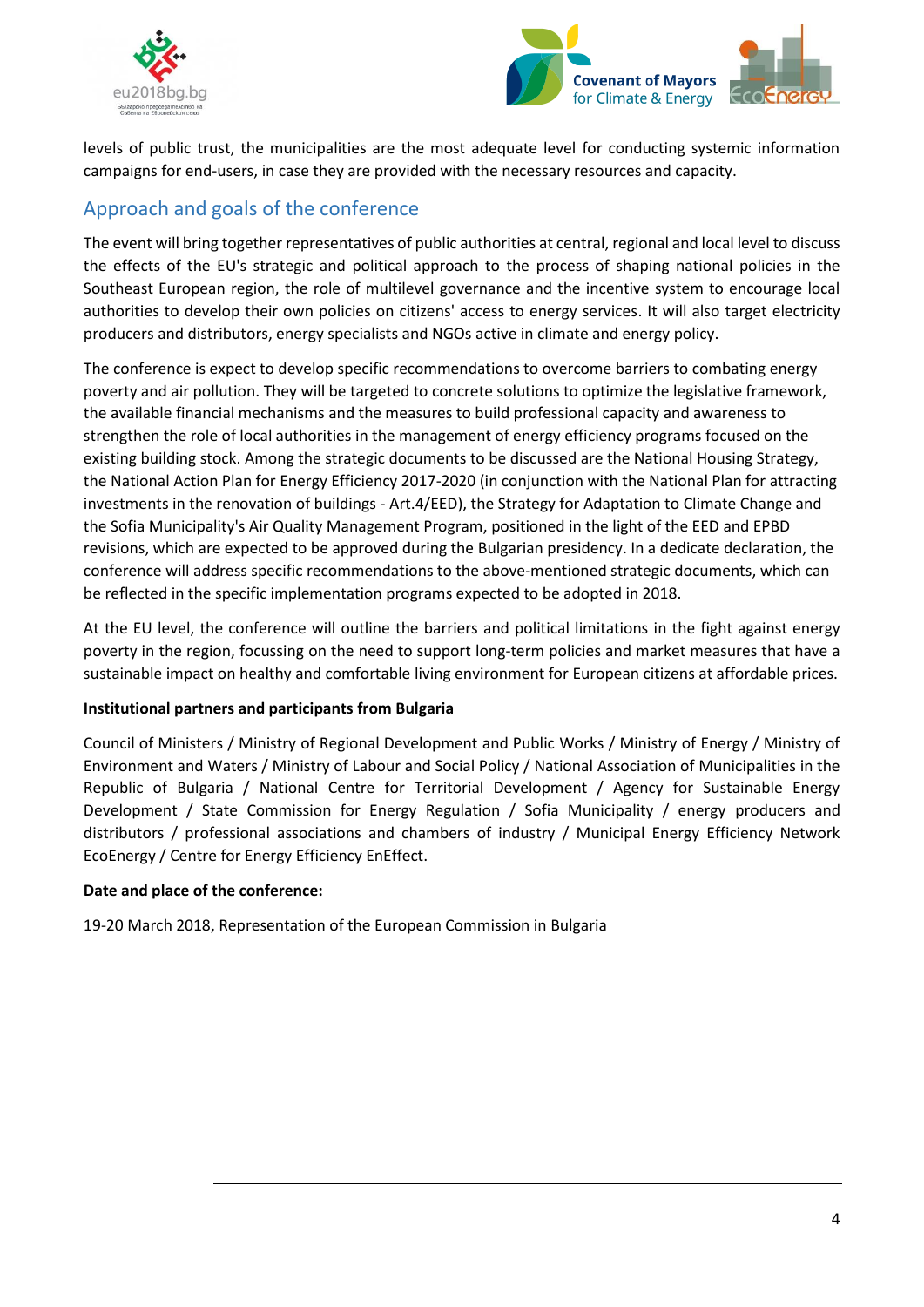levels of public trust, the municipalities are the most adequate level for conducting systemic information campaigns for end-users, in case they are provided with the necessary resources and capacity.

## Approach and goals of the conference

The event will bring together representatives of public authorities at central, regional and local level to discuss the effects of the EU's strategic and political approach to the process of shaping national policies in the Southeast European region, the role of multilevel governance and the incentive system to encourage local authorities to develop their own policies on citizens' access to energy services. It will also target electricity producers and distributors, energy specialists and NGOs active in climate and energy policy.

The conference is expect to develop specific recommendations to overcome barriers to combating energy poverty and air pollution. They will be targeted to concrete solutions to optimize the legislative framework, the available financial mechanisms and the measures to build professional capacity and awareness to strengthen the role of local authorities in the management of energy efficiency programs focused on the existing building stock. Among the strategic documents to be discussed are the National Housing Strategy, the National Action Plan for Energy Efficiency 2017-2020 (in conjunction with the National Plan for attracting investments in the renovation of buildings - Art.4/EED), the Strategy for Adaptation to Climate Change and the Sofia Municipality's Air Quality Management Program, positioned in the light of the EED and EPBD revisions, which are expected to be approved during the Bulgarian presidency. In a dedicate declaration, the conference will address specific recommendations to the above-mentioned strategic documents, which can be reflected in the specific implementation programs expected to be adopted in 2018.

At the EU level, the conference will outline the barriers and political limitations in the fight against energy poverty in the region, focussing on the need to support long-term policies and market measures that have a sustainable impact on healthy and comfortable living environment for European citizens at affordable prices.

**Institutional partners and participants from Bulgaria**

Council of Ministers / Ministry of Regional Development and Public Works / Ministry of Energy / Ministry of Environment and Waters / Ministry of Labour and Social Policy / National Association of Municipalities in the Republic of Bulgaria / National Centre for Territorial Development / Agency for Sustainable Energy Development / State Commission for Energy Regulation / Sofia Municipality / energy producers and distributors / professional associations and chambers of industry / Municipal Energy Efficiency Network EcoEnergy / Centre for Energy Efficiency EnEffect.

**Date and place of the conference:**

19-20 March 2018, Representation of the European Commission in Bulgaria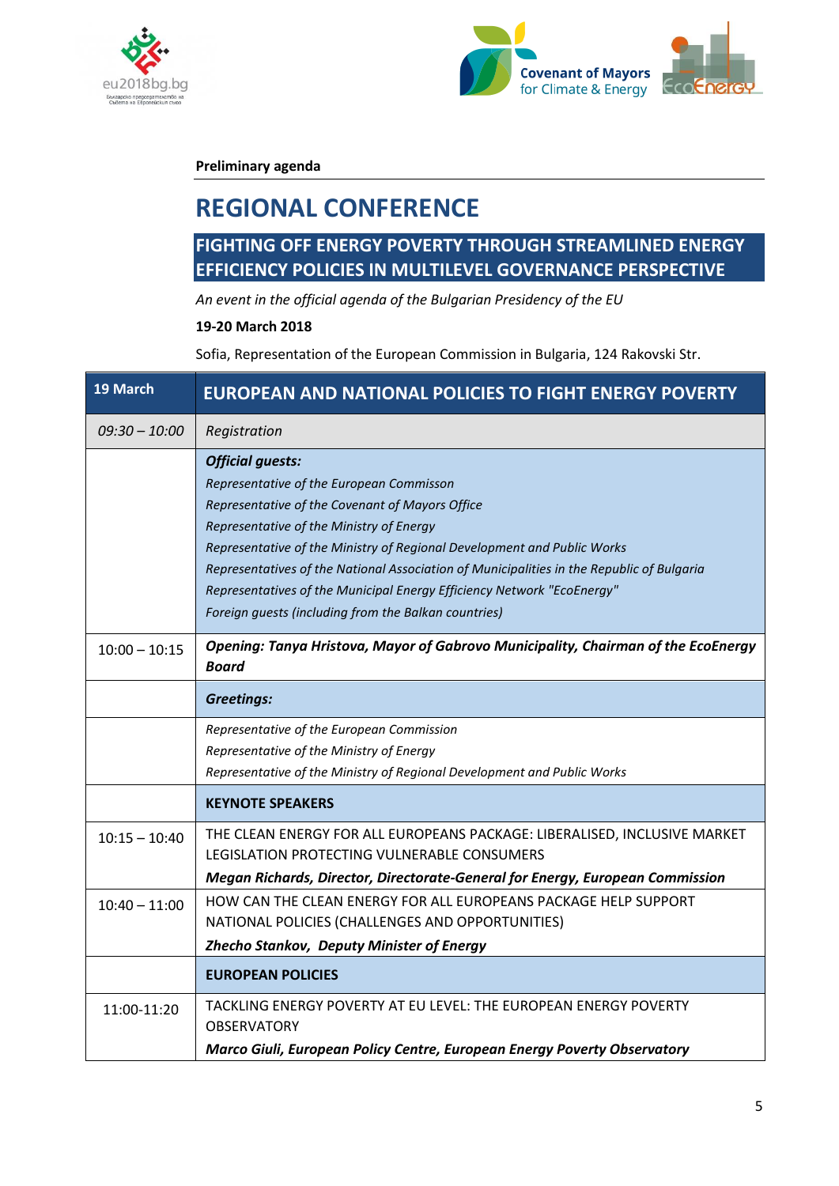**Preliminary agenda**

# REGIONAL CONFERENCE

## FIGHTING OFF ENERGY POVERTY THROUGH STREAMLINED ENERGY EFFICIENCY POLICIES IN MULTILEVEL GOVERNANCE PERSPECTIVE

*An event in the official agenda of the Bulgarian Presidency of the EU*

**19-20 March 2018**

Sofia, Representation of the European Commission in Bulgaria, 124 Rakovski Str.

| 19 March | EUROPEAN AND NATIONAL POLICIES TO FIGHT ENERGY POVERTY |
|---|---|
| *09:30 – 10:00* | *Registration* |
| | ***Official guests:***<br>*Representative of the European Commisson*<br>*Representative of the Covenant of Mayors Office*<br>*Representative of the Ministry of Energy*<br>*Representative of the Ministry of Regional Development and Public Works*<br>*Representatives of the National Association of Municipalities in the Republic of Bulgaria*<br>*Representatives of the Municipal Energy Efficiency Network "EcoEnergy"*<br>*Foreign guests (including from the Balkan countries)* |
| 10:00 – 10:15 | ***Opening: Tanya Hristova, Mayor of Gabrovo Municipality, Chairman of the EcoEnergy Board*** |
| | ***Greetings:*** |
| | *Representative of the European Commission*<br>*Representative of the Ministry of Energy*<br>*Representative of the Ministry of Regional Development and Public Works* |
| | **KEYNOTE SPEAKERS** |
| 10:15 – 10:40 | THE CLEAN ENERGY FOR ALL EUROPEANS PACKAGE: LIBERALISED, INCLUSIVE MARKET LEGISLATION PROTECTING VULNERABLE CONSUMERS<br>***Megan Richards, Director, Directorate-General for Energy, European Commission*** |
| 10:40 – 11:00 | HOW CAN THE CLEAN ENERGY FOR ALL EUROPEANS PACKAGE HELP SUPPORT NATIONAL POLICIES (CHALLENGES AND OPPORTUNITIES)<br>***Zhecho Stankov, Deputy Minister of Energy*** |
| | **EUROPEAN POLICIES** |
| 11:00-11:20 | TACKLING ENERGY POVERTY AT EU LEVEL: THE EUROPEAN ENERGY POVERTY OBSERVATORY<br>***Marco Giuli, European Policy Centre, European Energy Poverty Observatory*** |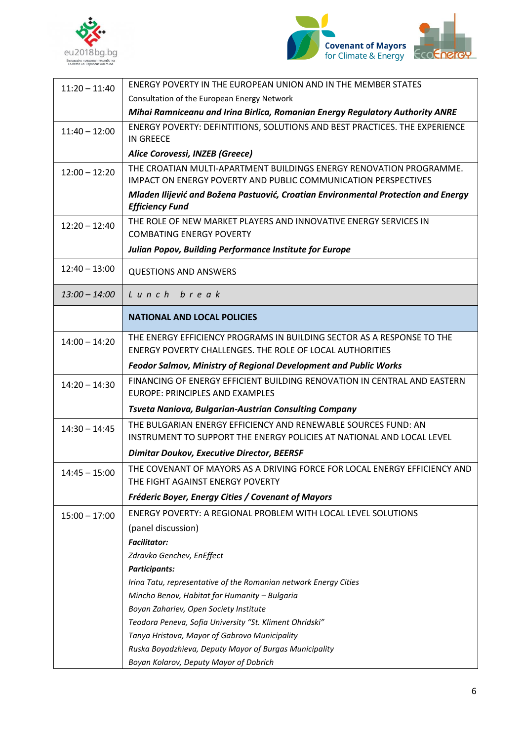| | |
|---|---|
| 11:20 – 11:40 | ENERGY POVERTY IN THE EUROPEAN UNION AND IN THE MEMBER STATES<br>Consultation of the European Energy Network<br>***Mihai Ramniceanu and Irina Birlica, Romanian Energy Regulatory Authority ANRE*** |
| 11:40 – 12:00 | ENERGY POVERTY: DEFINTITIONS, SOLUTIONS AND BEST PRACTICES. THE EXPERIENCE IN GREECE<br>***Alice Corovessi, INZEB (Greece)*** |
| 12:00 – 12:20 | THE CROATIAN MULTI-APARTMENT BUILDINGS ENERGY RENOVATION PROGRAMME. IMPACT ON ENERGY POVERTY AND PUBLIC COMMUNICATION PERSPECTIVES<br>***Mladen Ilijević and Božena Pastuović, Croatian Environmental Protection and Energy Efficiency Fund*** |
| 12:20 – 12:40 | THE ROLE OF NEW MARKET PLAYERS AND INNOVATIVE ENERGY SERVICES IN COMBATING ENERGY POVERTY<br>***Julian Popov, Building Performance Institute for Europe*** |
| 12:40 – 13:00 | QUESTIONS AND ANSWERS |
| *13:00 – 14:00* | *L u n c h  b r e a k* |
| | **NATIONAL AND LOCAL POLICIES** |
| 14:00 – 14:20 | THE ENERGY EFFICIENCY PROGRAMS IN BUILDING SECTOR AS A RESPONSE TO THE ENERGY POVERTY CHALLENGES. THE ROLE OF LOCAL AUTHORITIES<br>***Feodor Salmov, Ministry of Regional Development and Public Works*** |
| 14:20 – 14:30 | FINANCING OF ENERGY EFFICIENT BUILDING RENOVATION IN CENTRAL AND EASTERN EUROPE: PRINCIPLES AND EXAMPLES<br>***Tsveta Naniova, Bulgarian-Austrian Consulting Company*** |
| 14:30 – 14:45 | THE BULGARIAN ENERGY EFFICIENCY AND RENEWABLE SOURCES FUND: AN INSTRUMENT TO SUPPORT THE ENERGY POLICIES AT NATIONAL AND LOCAL LEVEL<br>***Dimitar Doukov, Executive Director, BEERSF*** |
| 14:45 – 15:00 | THE COVENANT OF MAYORS AS A DRIVING FORCE FOR LOCAL ENERGY EFFICIENCY AND THE FIGHT AGAINST ENERGY POVERTY<br>***Fréderic Boyer, Energy Cities / Covenant of Mayors*** |
| 15:00 – 17:00 | ENERGY POVERTY: A REGIONAL PROBLEM WITH LOCAL LEVEL SOLUTIONS<br>(panel discussion)<br>***Facilitator:***<br>*Zdravko Genchev, EnEffect*<br>***Participants:***<br>*Irina Tatu, representative of the Romanian network Energy Cities*<br>*Mincho Benov, Habitat for Humanity – Bulgaria*<br>*Boyan Zahariev, Open Society Institute*<br>*Teodora Peneva, Sofia University "St. Kliment Ohridski"*<br>*Tanya Hristova, Mayor of Gabrovo Municipality*<br>*Ruska Boyadzhieva, Deputy Mayor of Burgas Municipality*<br>*Boyan Kolarov, Deputy Mayor of Dobrich* |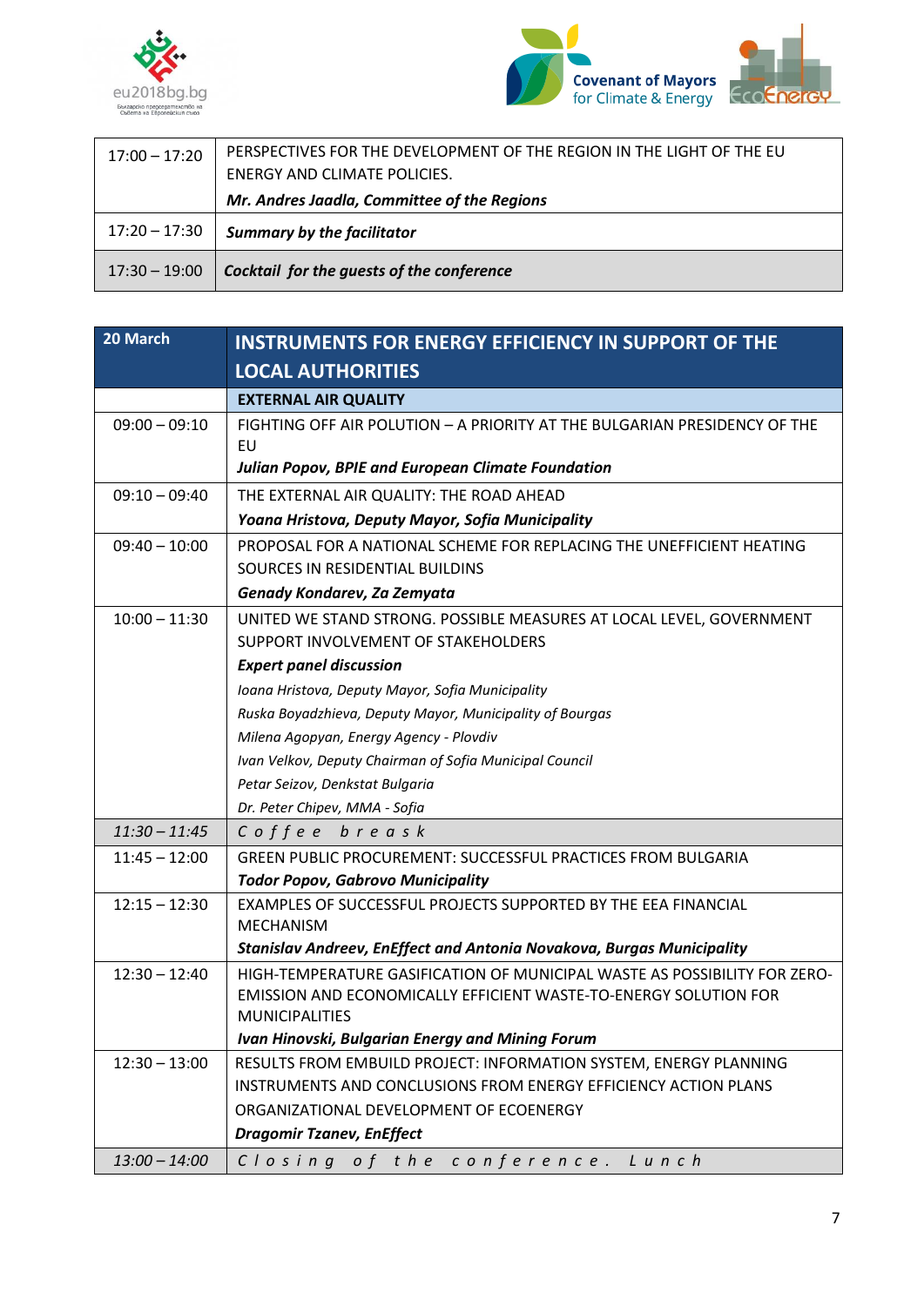| | |
|---|---|
| 17:00 – 17:20 | PERSPECTIVES FOR THE DEVELOPMENT OF THE REGION IN THE LIGHT OF THE EU ENERGY AND CLIMATE POLICIES. ***Mr. Andres Jaadla, Committee of the Regions*** |
| 17:20 – 17:30 | ***Summary by the facilitator*** |
| 17:30 – 19:00 | ***Cocktail for the guests of the conference*** |

| **20 March** | **INSTRUMENTS FOR ENERGY EFFICIENCY IN SUPPORT OF THE LOCAL AUTHORITIES** |
|---|---|
| | **EXTERNAL AIR QUALITY** |
| 09:00 – 09:10 | FIGHTING OFF AIR POLUTION – A PRIORITY AT THE BULGARIAN PRESIDENCY OF THE EU ***Julian Popov, BPIE and European Climate Foundation*** |
| 09:10 – 09:40 | THE EXTERNAL AIR QUALITY: THE ROAD AHEAD ***Yoana Hristova, Deputy Mayor, Sofia Municipality*** |
| 09:40 – 10:00 | PROPOSAL FOR A NATIONAL SCHEME FOR REPLACING THE UNEFFICIENT HEATING SOURCES IN RESIDENTIAL BUILDINS ***Genady Kondarev, Za Zemyata*** |
| 10:00 – 11:30 | UNITED WE STAND STRONG. POSSIBLE MEASURES AT LOCAL LEVEL, GOVERNMENT SUPPORT INVOLVEMENT OF STAKEHOLDERS ***Expert panel discussion*** *Ioana Hristova, Deputy Mayor, Sofia Municipality* *Ruska Boyadzhieva, Deputy Mayor, Municipality of Bourgas* *Milena Agopyan, Energy Agency - Plovdiv* *Ivan Velkov, Deputy Chairman of Sofia Municipal Council* *Petar Seizov, Denkstat Bulgaria* *Dr. Peter Chipev, MMA - Sofia* |
| *11:30 – 11:45* | *C o f f e e   b r e a s k* |
| 11:45 – 12:00 | GREEN PUBLIC PROCUREMENT: SUCCESSFUL PRACTICES FROM BULGARIA ***Todor Popov, Gabrovo Municipality*** |
| 12:15 – 12:30 | EXAMPLES OF SUCCESSFUL PROJECTS SUPPORTED BY THE EEA FINANCIAL MECHANISM ***Stanislav Andreev, EnEffect and Antonia Novakova, Burgas Municipality*** |
| 12:30 – 12:40 | HIGH-TEMPERATURE GASIFICATION OF MUNICIPAL WASTE AS POSSIBILITY FOR ZERO-EMISSION AND ECONOMICALLY EFFICIENT WASTE-TO-ENERGY SOLUTION FOR MUNICIPALITIES ***Ivan Hinovski, Bulgarian Energy and Mining Forum*** |
| 12:30 – 13:00 | RESULTS FROM EMBUILD PROJECT: INFORMATION SYSTEM, ENERGY PLANNING INSTRUMENTS AND CONCLUSIONS FROM ENERGY EFFICIENCY ACTION PLANS ORGANIZATIONAL DEVELOPMENT OF ECOENERGY ***Dragomir Tzanev, EnEffect*** |
| *13:00 – 14:00* | *C l o s i n g   o f   t h e   c o n f e r e n c e .   L u n c h* |